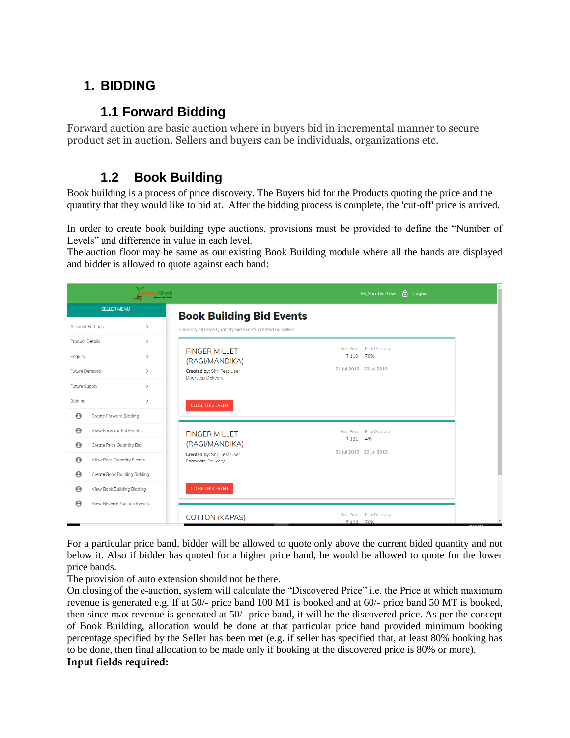# 1. BIDDING

## 1.1 Forward Bidding

Forward auction are basic auction where in buyers bid in incremental manner to secure product set in auction. Sellers and buyers can be individuals, organizations etc.

## 1.2 Book Building

Book building is a process of price discovery. The Buyers bid for the Products quoting the price and the quantity that they would like to bid at. After the bidding process is complete, the 'cut-off' price is arrived.

In order to create book building type auctions, provisions must be provided to define the "Number of Levels" and difference in value in each level.
The auction floor may be same as our existing Book Building module where all the bands are displayed and bidder is allowed to quote against each band:

For a particular price band, bidder will be allowed to quote only above the current bided quantity and not below it. Also if bidder has quoted for a higher price band, he would be allowed to quote for the lower price bands.
The provision of auto extension should not be there.
On closing of the e-auction, system will calculate the "Discovered Price" i.e. the Price at which maximum revenue is generated e.g. If at 50/- price band 100 MT is booked and at 60/- price band 50 MT is booked, then since max revenue is generated at 50/- price band, it will be the discovered price. As per the concept of Book Building, allocation would be done at that particular price band provided minimum booking percentage specified by the Seller has been met (e.g. if seller has specified that, at least 80% booking has to be done, then final allocation to be made only if booking at the discovered price is 80% or more).
**Input fields required:**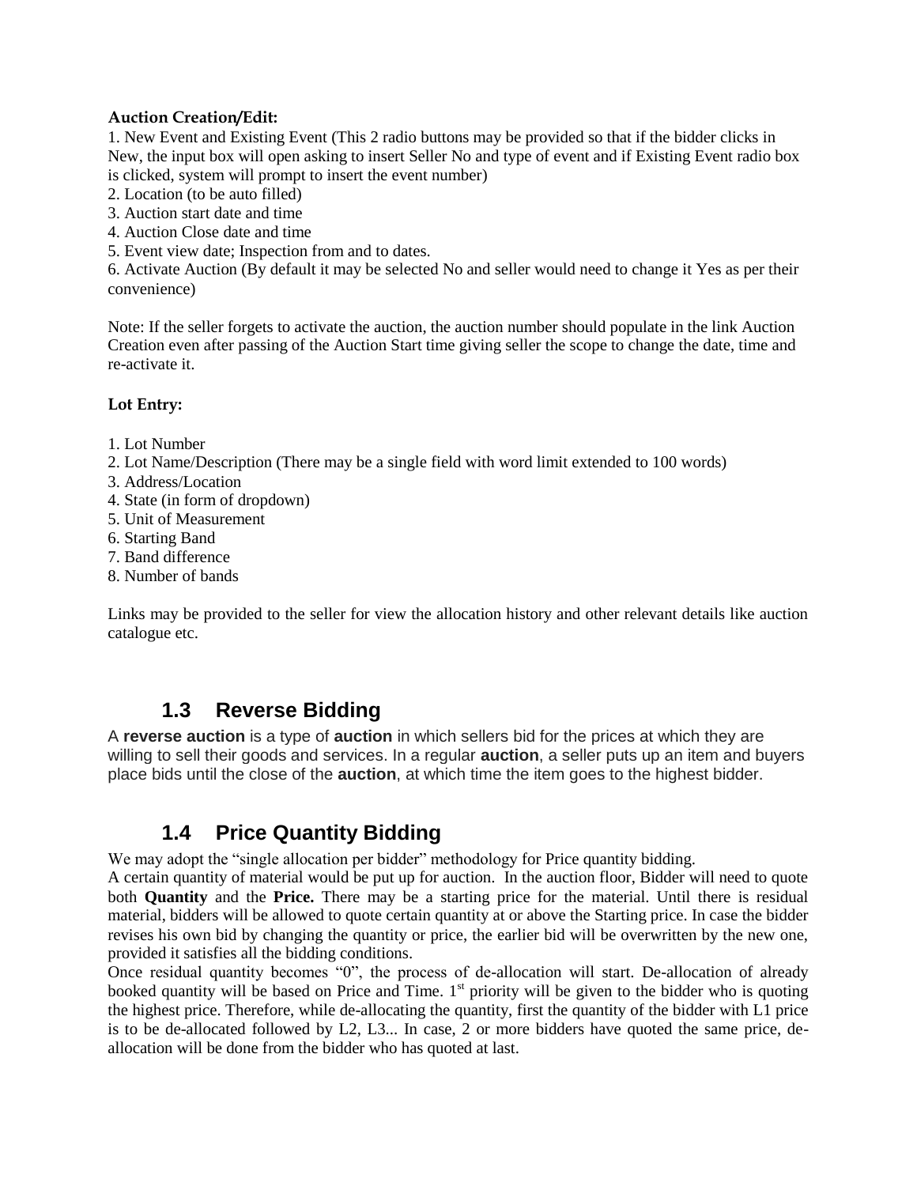**Auction Creation/Edit:**

1. New Event and Existing Event (This 2 radio buttons may be provided so that if the bidder clicks in New, the input box will open asking to insert Seller No and type of event and if Existing Event radio box is clicked, system will prompt to insert the event number)
2. Location (to be auto filled)
3. Auction start date and time
4. Auction Close date and time
5. Event view date; Inspection from and to dates.
6. Activate Auction (By default it may be selected No and seller would need to change it Yes as per their convenience)

Note: If the seller forgets to activate the auction, the auction number should populate in the link Auction Creation even after passing of the Auction Start time giving seller the scope to change the date, time and re-activate it.

**Lot Entry:**

1. Lot Number
2. Lot Name/Description (There may be a single field with word limit extended to 100 words)
3. Address/Location
4. State (in form of dropdown)
5. Unit of Measurement
6. Starting Band
7. Band difference
8. Number of bands

Links may be provided to the seller for view the allocation history and other relevant details like auction catalogue etc.

## 1.3 Reverse Bidding

A **reverse auction** is a type of **auction** in which sellers bid for the prices at which they are willing to sell their goods and services. In a regular **auction**, a seller puts up an item and buyers place bids until the close of the **auction**, at which time the item goes to the highest bidder.

## 1.4 Price Quantity Bidding

We may adopt the "single allocation per bidder" methodology for Price quantity bidding.

A certain quantity of material would be put up for auction. In the auction floor, Bidder will need to quote both **Quantity** and the **Price.** There may be a starting price for the material. Until there is residual material, bidders will be allowed to quote certain quantity at or above the Starting price. In case the bidder revises his own bid by changing the quantity or price, the earlier bid will be overwritten by the new one, provided it satisfies all the bidding conditions.

Once residual quantity becomes "0", the process of de-allocation will start. De-allocation of already booked quantity will be based on Price and Time. 1st priority will be given to the bidder who is quoting the highest price. Therefore, while de-allocating the quantity, first the quantity of the bidder with L1 price is to be de-allocated followed by L2, L3... In case, 2 or more bidders have quoted the same price, de-allocation will be done from the bidder who has quoted at last.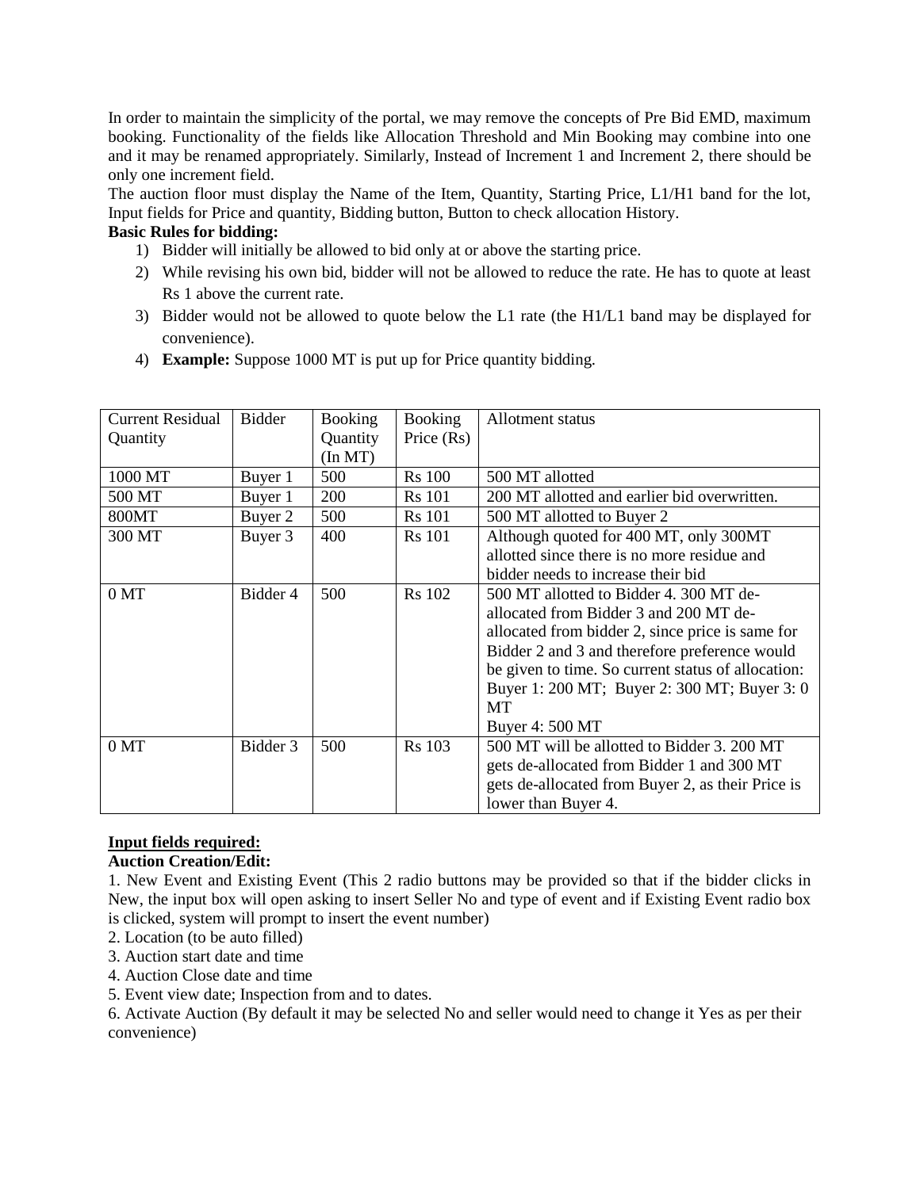In order to maintain the simplicity of the portal, we may remove the concepts of Pre Bid EMD, maximum booking. Functionality of the fields like Allocation Threshold and Min Booking may combine into one and it may be renamed appropriately. Similarly, Instead of Increment 1 and Increment 2, there should be only one increment field.

The auction floor must display the Name of the Item, Quantity, Starting Price, L1/H1 band for the lot, Input fields for Price and quantity, Bidding button, Button to check allocation History.

**Basic Rules for bidding:**

1) Bidder will initially be allowed to bid only at or above the starting price.
2) While revising his own bid, bidder will not be allowed to reduce the rate. He has to quote at least Rs 1 above the current rate.
3) Bidder would not be allowed to quote below the L1 rate (the H1/L1 band may be displayed for convenience).
4) **Example:** Suppose 1000 MT is put up for Price quantity bidding.

| Current Residual Quantity | Bidder | Booking Quantity (In MT) | Booking Price (Rs) | Allotment status |
|---|---|---|---|---|
| 1000 MT | Buyer 1 | 500 | Rs 100 | 500 MT allotted |
| 500 MT | Buyer 1 | 200 | Rs 101 | 200 MT allotted and earlier bid overwritten. |
| 800MT | Buyer 2 | 500 | Rs 101 | 500 MT allotted to Buyer 2 |
| 300 MT | Buyer 3 | 400 | Rs 101 | Although quoted for 400 MT, only 300MT allotted since there is no more residue and bidder needs to increase their bid |
| 0 MT | Bidder 4 | 500 | Rs 102 | 500 MT allotted to Bidder 4. 300 MT de-allocated from Bidder 3 and 200 MT de-allocated from bidder 2, since price is same for Bidder 2 and 3 and therefore preference would be given to time. So current status of allocation: Buyer 1: 200 MT; Buyer 2: 300 MT; Buyer 3: 0 MT Buyer 4: 500 MT |
| 0 MT | Bidder 3 | 500 | Rs 103 | 500 MT will be allotted to Bidder 3. 200 MT gets de-allocated from Bidder 1 and 300 MT gets de-allocated from Buyer 2, as their Price is lower than Buyer 4. |

**Input fields required:**

**Auction Creation/Edit:**

1. New Event and Existing Event (This 2 radio buttons may be provided so that if the bidder clicks in New, the input box will open asking to insert Seller No and type of event and if Existing Event radio box is clicked, system will prompt to insert the event number)
2. Location (to be auto filled)
3. Auction start date and time
4. Auction Close date and time
5. Event view date; Inspection from and to dates.
6. Activate Auction (By default it may be selected No and seller would need to change it Yes as per their convenience)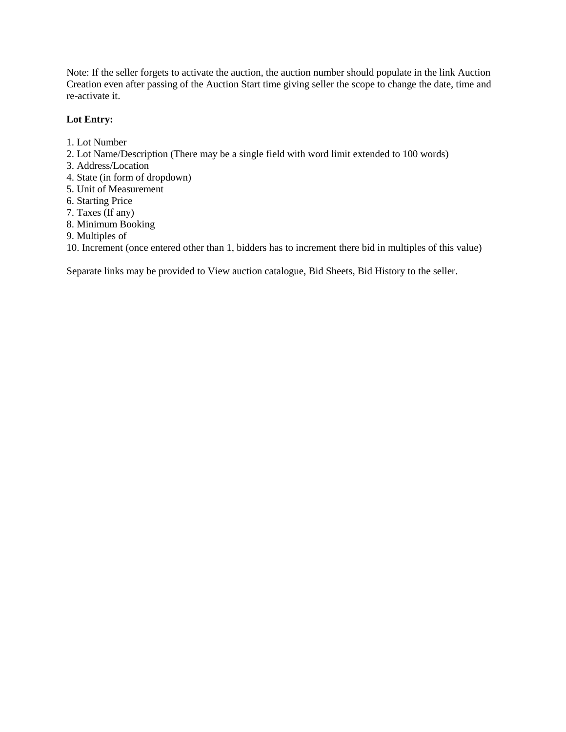Note: If the seller forgets to activate the auction, the auction number should populate in the link Auction Creation even after passing of the Auction Start time giving seller the scope to change the date, time and re-activate it.

**Lot Entry:**

1. Lot Number
2. Lot Name/Description (There may be a single field with word limit extended to 100 words)
3. Address/Location
4. State (in form of dropdown)
5. Unit of Measurement
6. Starting Price
7. Taxes (If any)
8. Minimum Booking
9. Multiples of
10. Increment (once entered other than 1, bidders has to increment there bid in multiples of this value)

Separate links may be provided to View auction catalogue, Bid Sheets, Bid History to the seller.